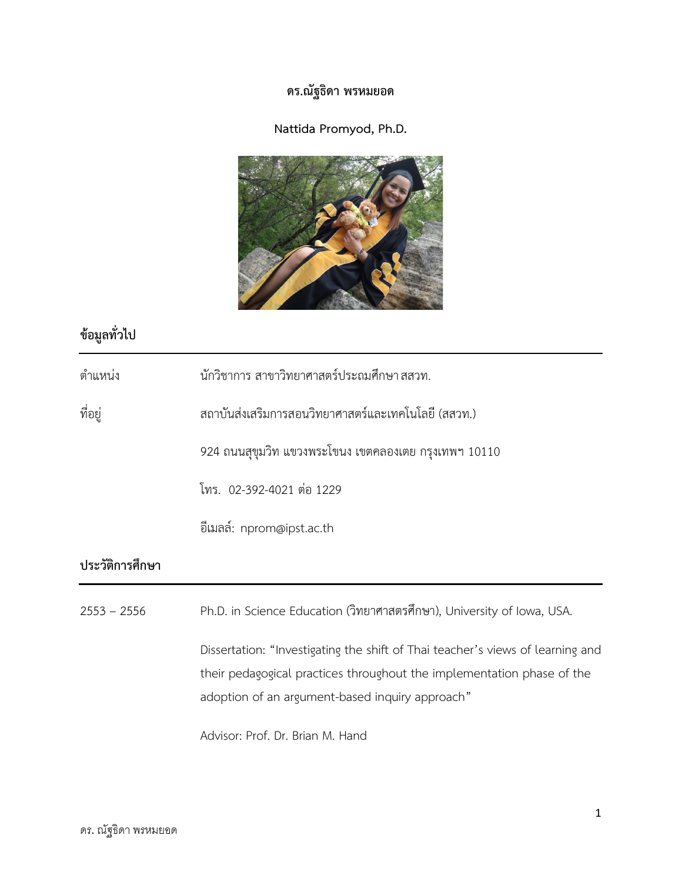# ดร.ณัฐธิดา พรหมยอด

# Nattida Promyod, Ph.D.

## ข้อมูลทั่วไป

| | |
|---|---|
| ตำแหน่ง | นักวิชาการ สาขาวิทยาศาสตร์ประถมศึกษา สสวท. |
| ที่อยู่ | สถาบันส่งเสริมการสอนวิทยาศาสตร์และเทคโนโลยี (สสวท.) |
| | 924 ถนนสุขุมวิท แขวงพระโขนง เขตคลองเตย กรุงเทพฯ 10110 |
| | โทร. 02-392-4021 ต่อ 1229 |
| | อีเมลล์: nprom@ipst.ac.th |

## ประวัติการศึกษา

2553 – 2556 Ph.D. in Science Education (วิทยาศาสตรศึกษา), University of Iowa, USA.

Dissertation: "Investigating the shift of Thai teacher's views of learning and their pedagogical practices throughout the implementation phase of the adoption of an argument-based inquiry approach"

Advisor: Prof. Dr. Brian M. Hand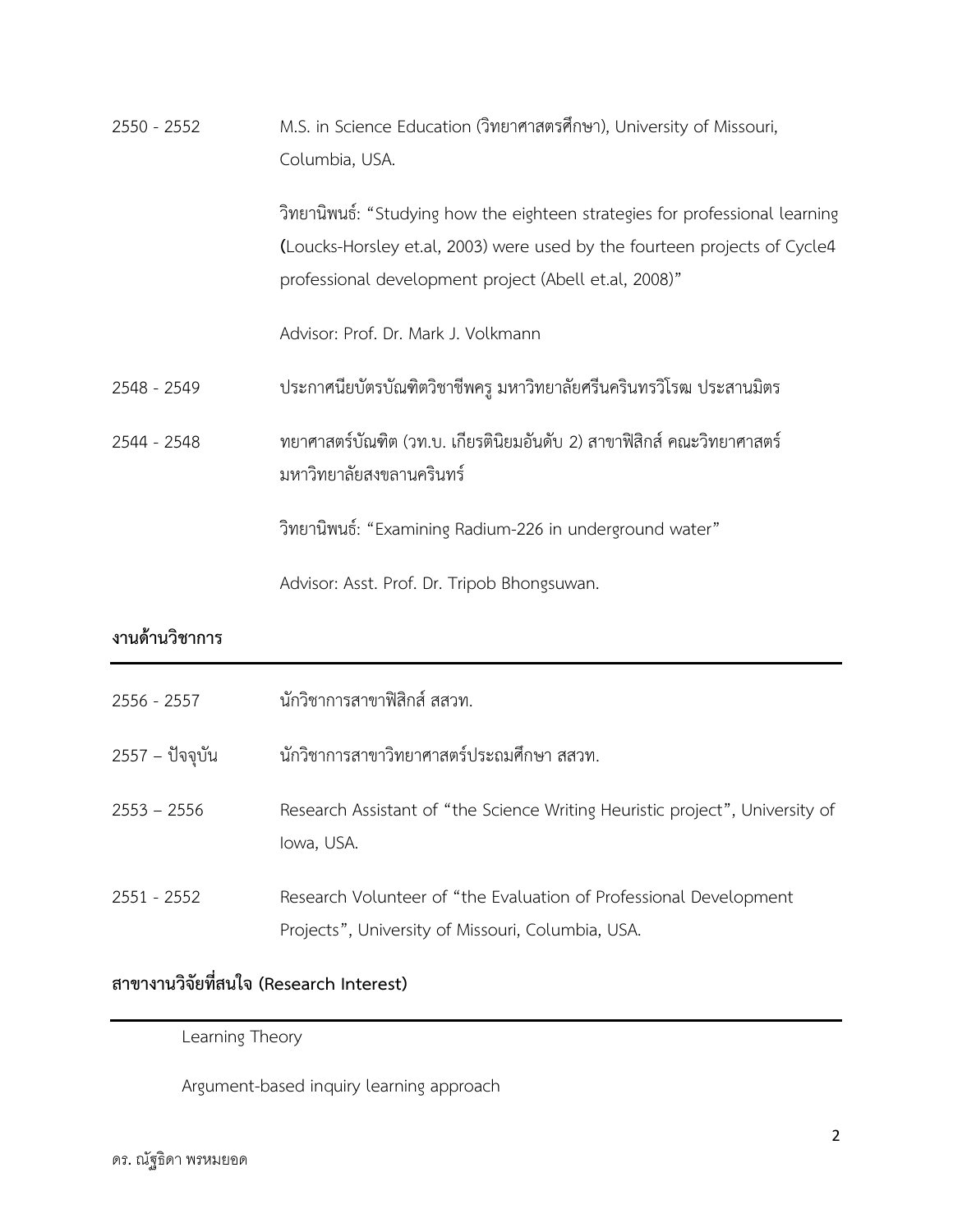2550 - 2552 M.S. in Science Education (วิทยาศาสตรศึกษา), University of Missouri, Columbia, USA.

วิทยานิพนธ์: “Studying how the eighteen strategies for professional learning (Loucks-Horsley et.al, 2003) were used by the fourteen projects of Cycle4 professional development project (Abell et.al, 2008)”

Advisor: Prof. Dr. Mark J. Volkmann

2548 - 2549 ประกาศนียบัตรบัณฑิตวิชาชีพครู มหาวิทยาลัยศรีนครินทรวิโรฒ ประสานมิตร

2544 - 2548 ทยาศาสตร์บัณฑิต (วท.บ. เกียรตินิยมอันดับ 2) สาขาฟิสิกส์ คณะวิทยาศาสตร์ มหาวิทยาลัยสงขลานครินทร์

วิทยานิพนธ์: “Examining Radium-226 in underground water”

Advisor: Asst. Prof. Dr. Tripob Bhongsuwan.

## งานด้านวิชาการ

2556 - 2557 นักวิชาการสาขาฟิสิกส์ สสวท.

2557 – ปัจจุบัน นักวิชาการสาขาวิทยาศาสตร์ประถมศึกษา สสวท.

2553 – 2556 Research Assistant of “the Science Writing Heuristic project”, University of Iowa, USA.

2551 - 2552 Research Volunteer of “the Evaluation of Professional Development Projects”, University of Missouri, Columbia, USA.

## สาขางานวิจัยที่สนใจ (Research Interest)

Learning Theory

Argument-based inquiry learning approach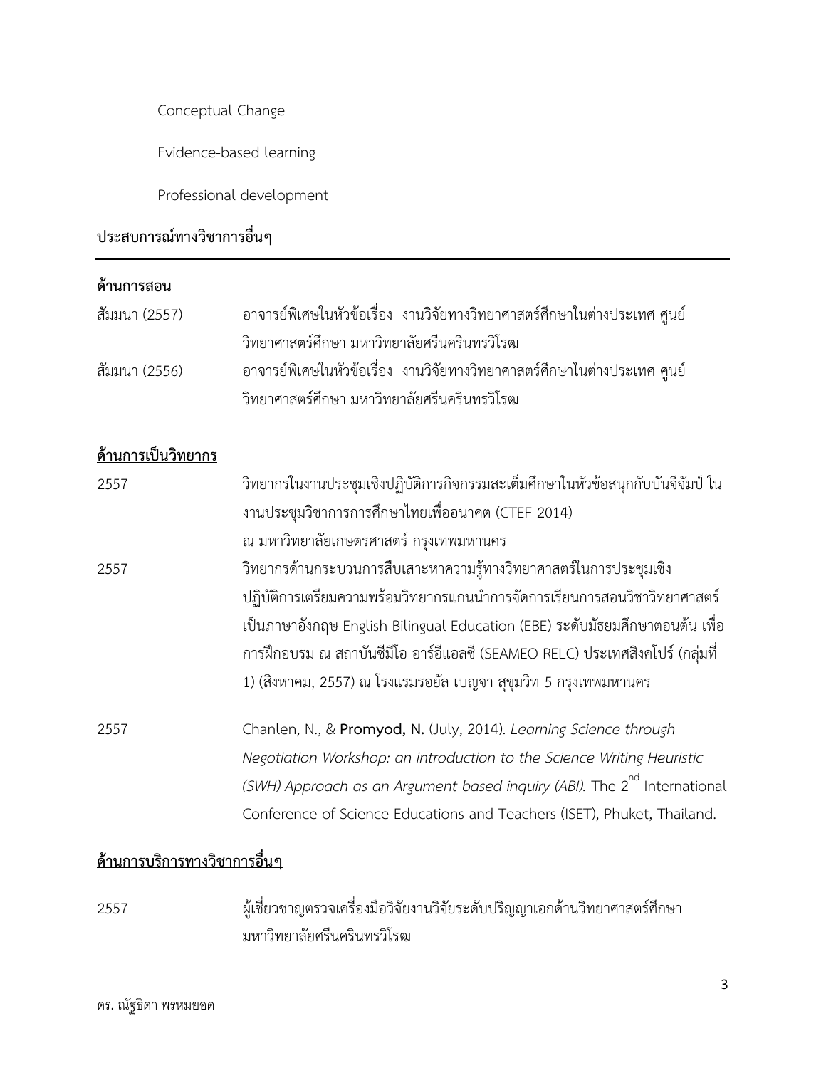Conceptual Change

Evidence-based learning

Professional development

## ประสบการณ์ทางวิชาการอื่นๆ

**ด้านการสอน**

| | |
|---|---|
| สัมมนา (2557) | อาจารย์พิเศษในหัวข้อเรื่อง งานวิจัยทางวิทยาศาสตร์ศึกษาในต่างประเทศ ศูนย์วิทยาศาสตร์ศึกษา มหาวิทยาลัยศรีนครินทรวิโรฒ |
| สัมมนา (2556) | อาจารย์พิเศษในหัวข้อเรื่อง งานวิจัยทางวิทยาศาสตร์ศึกษาในต่างประเทศ ศูนย์วิทยาศาสตร์ศึกษา มหาวิทยาลัยศรีนครินทรวิโรฒ |

**ด้านการเป็นวิทยากร**

| | |
|---|---|
| 2557 | วิทยากรในงานประชุมเชิงปฏิบัติการกิจกรรมสะเต็มศึกษาในหัวข้อสนุกกับบันจีจัมป์ ในงานประชุมวิชาการการศึกษาไทยเพื่ออนาคต (CTEF 2014) ณ มหาวิทยาลัยเกษตรศาสตร์ กรุงเทพมหานคร |
| 2557 | วิทยากรด้านกระบวนการสืบเสาะหาความรู้ทางวิทยาศาสตร์ในการประชุมเชิงปฏิบัติการเตรียมความพร้อมวิทยากรแกนนำการจัดการเรียนการสอนวิชาวิทยาศาสตร์เป็นภาษาอังกฤษ English Bilingual Education (EBE) ระดับมัธยมศึกษาตอนต้น เพื่อการฝึกอบรม ณ สถาบันซีมีโอ อาร์อีแอลซี (SEAMEO RELC) ประเทศสิงคโปร์ (กลุ่มที่ 1) (สิงหาคม, 2557) ณ โรงแรมรอยัล เบญจา สุขุมวิท 5 กรุงเทพมหานคร |
| 2557 | Chanlen, N., & **Promyod, N.** (July, 2014). *Learning Science through Negotiation Workshop: an introduction to the Science Writing Heuristic (SWH) Approach as an Argument-based inquiry (ABI).* The 2nd International Conference of Science Educations and Teachers (ISET), Phuket, Thailand. |

**ด้านการบริการทางวิชาการอื่นๆ**

| | |
|---|---|
| 2557 | ผู้เชี่ยวชาญตรวจเครื่องมือวิจัยงานวิจัยระดับปริญญาเอกด้านวิทยาศาสตร์ศึกษา มหาวิทยาลัยศรีนครินทรวิโรฒ |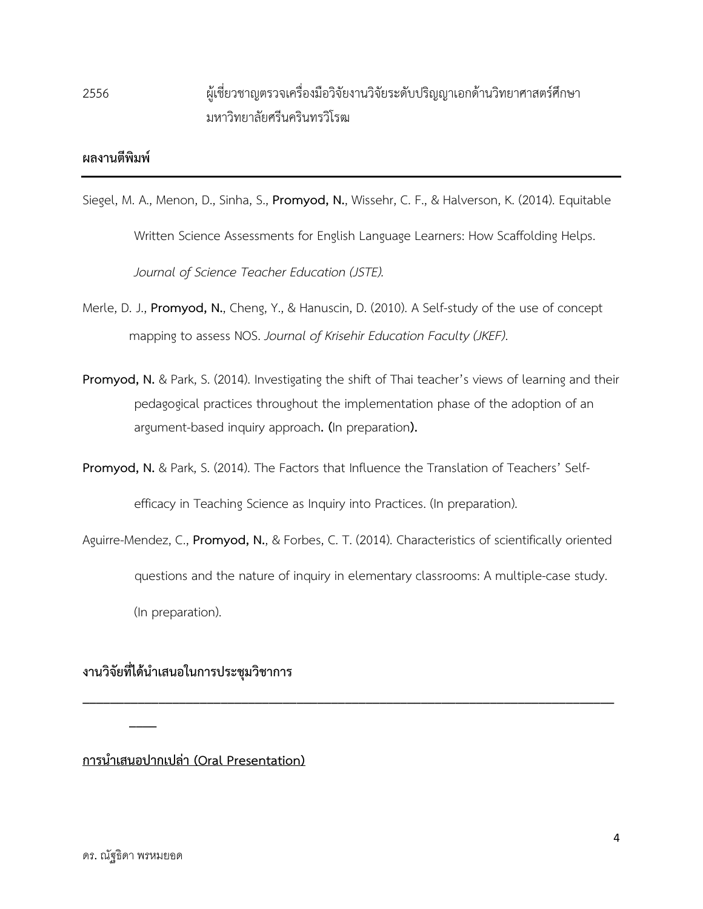2556 ผู้เชี่ยวชาญตรวจเครื่องมือวิจัยงานวิจัยระดับปริญญาเอกด้านวิทยาศาสตร์ศึกษา มหาวิทยาลัยศรีนครินทรวิโรฒ

## ผลงานตีพิมพ์

Siegel, M. A., Menon, D., Sinha, S., **Promyod, N.**, Wissehr, C. F., & Halverson, K. (2014). Equitable Written Science Assessments for English Language Learners: How Scaffolding Helps. *Journal of Science Teacher Education (JSTE).*

Merle, D. J., **Promyod, N.**, Cheng, Y., & Hanuscin, D. (2010). A Self-study of the use of concept mapping to assess NOS. *Journal of Krisehir Education Faculty (JKEF).*

**Promyod, N.** & Park, S. (2014). Investigating the shift of Thai teacher's views of learning and their pedagogical practices throughout the implementation phase of the adoption of an argument-based inquiry approach**. (**In preparation**).**

**Promyod, N.** & Park, S. (2014). The Factors that Influence the Translation of Teachers' Self-efficacy in Teaching Science as Inquiry into Practices. (In preparation).

Aguirre-Mendez, C., **Promyod, N.**, & Forbes, C. T. (2014). Characteristics of scientifically oriented questions and the nature of inquiry in elementary classrooms: A multiple-case study. (In preparation).

## งานวิจัยที่ได้นำเสนอในการประชุมวิชาการ

**การนำเสนอปากเปล่า (Oral Presentation)**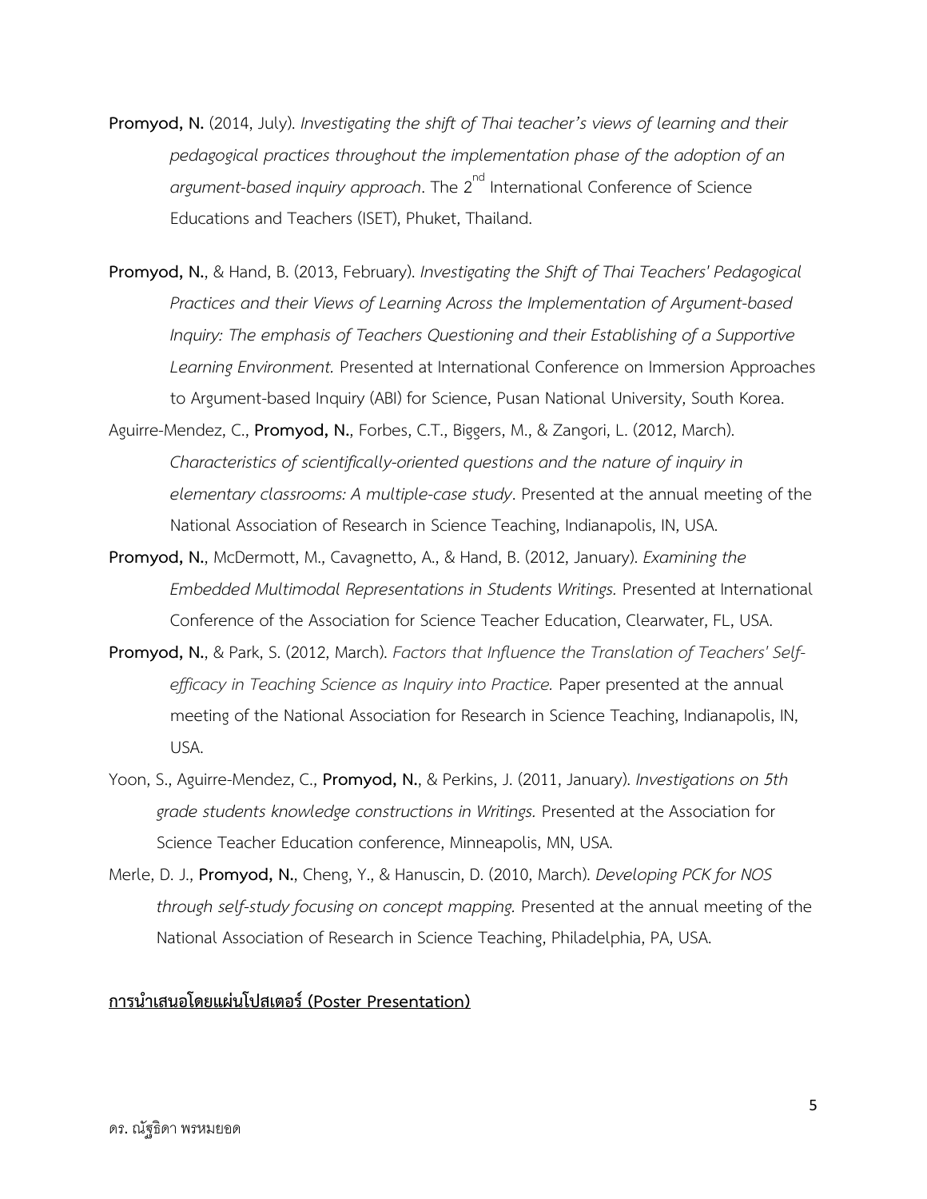**Promyod, N.** (2014, July). *Investigating the shift of Thai teacher's views of learning and their pedagogical practices throughout the implementation phase of the adoption of an argument-based inquiry approach*. The 2nd International Conference of Science Educations and Teachers (ISET), Phuket, Thailand.

**Promyod, N.**, & Hand, B. (2013, February). *Investigating the Shift of Thai Teachers' Pedagogical Practices and their Views of Learning Across the Implementation of Argument-based Inquiry: The emphasis of Teachers Questioning and their Establishing of a Supportive Learning Environment.* Presented at International Conference on Immersion Approaches to Argument-based Inquiry (ABI) for Science, Pusan National University, South Korea.

Aguirre-Mendez, C., **Promyod, N.**, Forbes, C.T., Biggers, M., & Zangori, L. (2012, March). *Characteristics of scientifically-oriented questions and the nature of inquiry in elementary classrooms: A multiple-case study*. Presented at the annual meeting of the National Association of Research in Science Teaching, Indianapolis, IN, USA.

**Promyod, N.**, McDermott, M., Cavagnetto, A., & Hand, B. (2012, January). *Examining the Embedded Multimodal Representations in Students Writings.* Presented at International Conference of the Association for Science Teacher Education, Clearwater, FL, USA.

**Promyod, N.**, & Park, S. (2012, March). *Factors that Influence the Translation of Teachers' Self-efficacy in Teaching Science as Inquiry into Practice.* Paper presented at the annual meeting of the National Association for Research in Science Teaching, Indianapolis, IN, USA.

Yoon, S., Aguirre-Mendez, C., **Promyod, N.**, & Perkins, J. (2011, January). *Investigations on 5th grade students knowledge constructions in Writings.* Presented at the Association for Science Teacher Education conference, Minneapolis, MN, USA.

Merle, D. J., **Promyod, N.**, Cheng, Y., & Hanuscin, D. (2010, March). *Developing PCK for NOS through self-study focusing on concept mapping.* Presented at the annual meeting of the National Association of Research in Science Teaching, Philadelphia, PA, USA.

**<u>การนำเสนอโดยแผ่นโปสเตอร์ (Poster Presentation)</u>**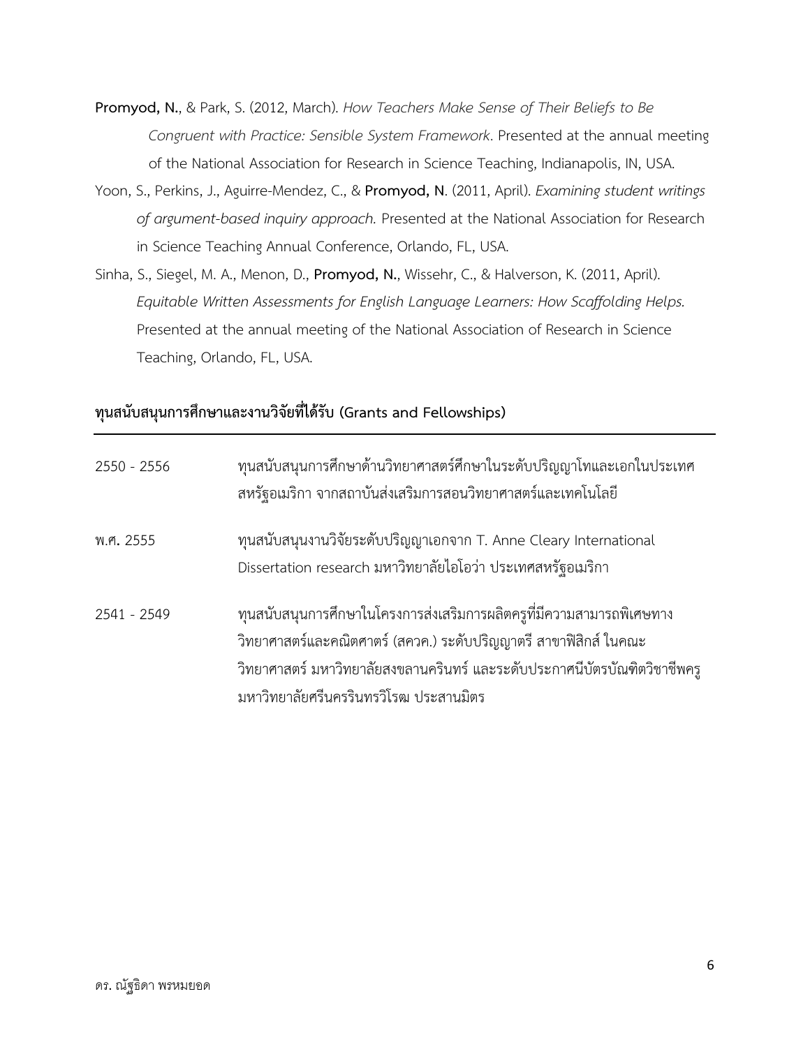**Promyod, N.**, & Park, S. (2012, March). *How Teachers Make Sense of Their Beliefs to Be Congruent with Practice: Sensible System Framework*. Presented at the annual meeting of the National Association for Research in Science Teaching, Indianapolis, IN, USA.

Yoon, S., Perkins, J., Aguirre-Mendez, C., & **Promyod, N**. (2011, April). *Examining student writings of argument-based inquiry approach.* Presented at the National Association for Research in Science Teaching Annual Conference, Orlando, FL, USA.

Sinha, S., Siegel, M. A., Menon, D., **Promyod, N.**, Wissehr, C., & Halverson, K. (2011, April). *Equitable Written Assessments for English Language Learners: How Scaffolding Helps.* Presented at the annual meeting of the National Association of Research in Science Teaching, Orlando, FL, USA.

## ทุนสนับสนุนการศึกษาและงานวิจัยที่ได้รับ (Grants and Fellowships)

| | |
|---|---|
| 2550 - 2556 | ทุนสนับสนุนการศึกษาด้านวิทยาศาสตร์ศึกษาในระดับปริญญาโทและเอกในประเทศสหรัฐอเมริกา จากสถาบันส่งเสริมการสอนวิทยาศาสตร์และเทคโนโลยี |
| พ.ศ. 2555 | ทุนสนับสนุนงานวิจัยระดับปริญญาเอกจาก T. Anne Cleary International Dissertation research มหาวิทยาลัยไอโอว่า ประเทศสหรัฐอเมริกา |
| 2541 - 2549 | ทุนสนับสนุนการศึกษาในโครงการส่งเสริมการผลิตครูที่มีความสามารถพิเศษทางวิทยาศาสตร์และคณิตศาสตร์ (สควค.) ระดับปริญญาตรี สาขาฟิสิกส์ ในคณะวิทยาศาสตร์ มหาวิทยาลัยสงขลานครินทร์ และระดับประกาศนีบัตรบัณฑิตวิชาชีพครู มหาวิทยาลัยศรีนครรินทรวิโรฒ ประสานมิตร |